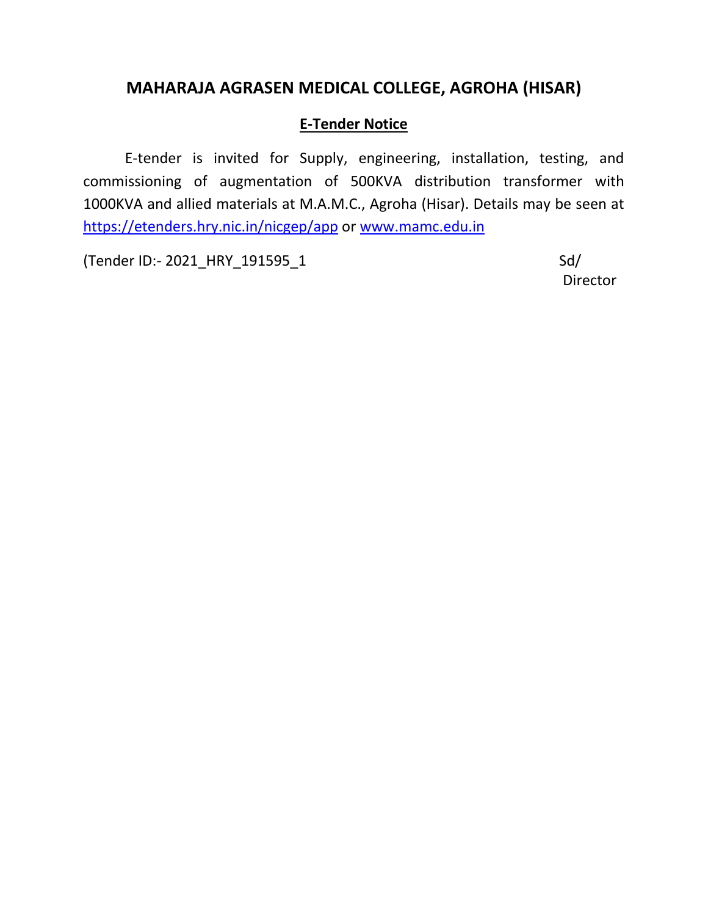# MAHARAJA AGRASEN MEDICAL COLLEGE, AGROHA (HISAR)

## E-Tender Notice

E-tender is invited for Supply, engineering, installation, testing, and commissioning of augmentation of 500KVA distribution transformer with 1000KVA and allied materials at M.A.M.C., Agroha (Hisar). Details may be seen at https://etenders.hry.nic.in/nicgep/app or www.mamc.edu.in

(Tender ID:- 2021_HRY_191595_1

Sd/
Director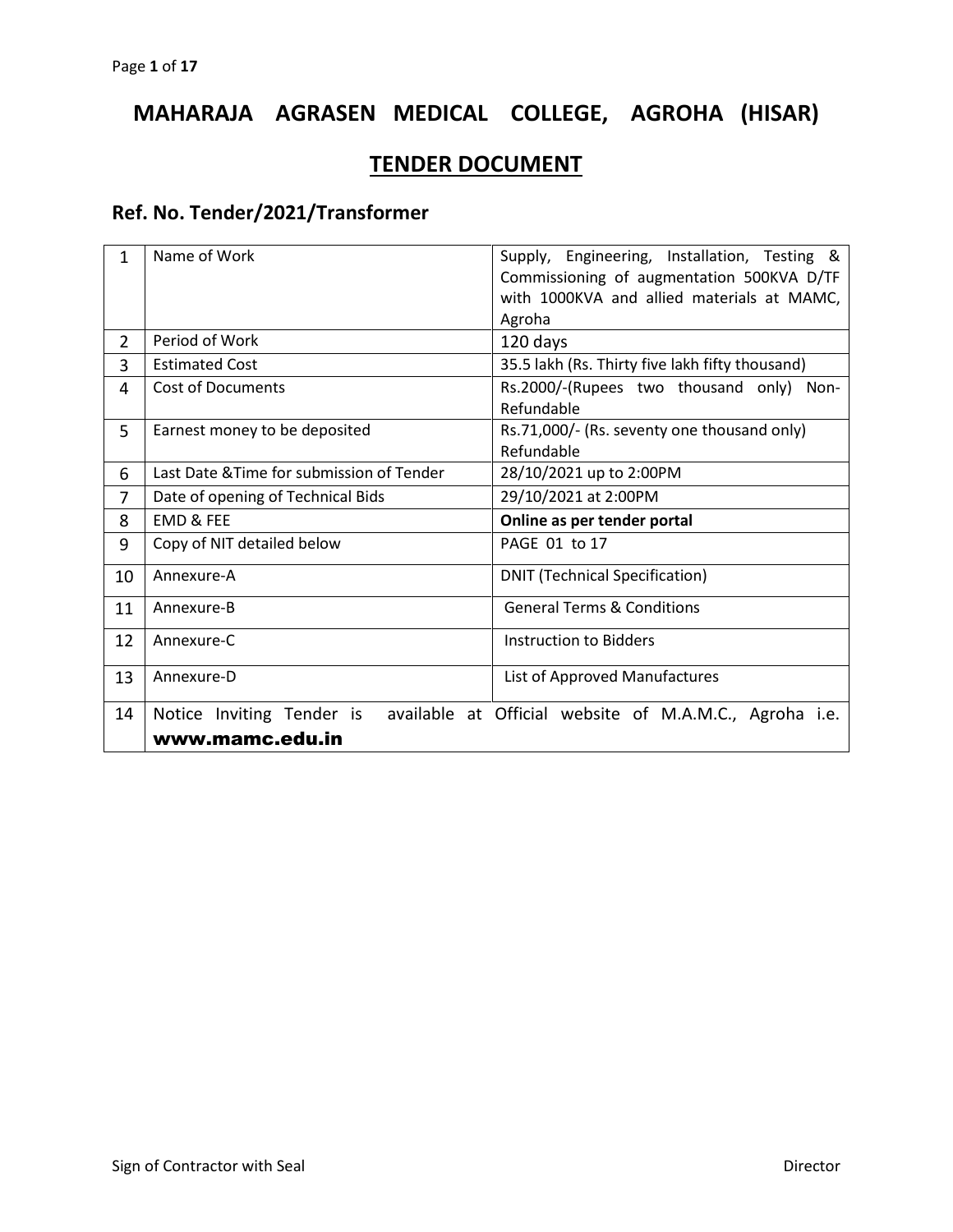# MAHARAJA AGRASEN MEDICAL COLLEGE, AGROHA (HISAR)

## TENDER DOCUMENT

### Ref. No. Tender/2021/Transformer

| | | |
|---|---|---|
| 1 | Name of Work | Supply, Engineering, Installation, Testing & Commissioning of augmentation 500KVA D/TF with 1000KVA and allied materials at MAMC, Agroha |
| 2 | Period of Work | 120 days |
| 3 | Estimated Cost | 35.5 lakh (Rs. Thirty five lakh fifty thousand) |
| 4 | Cost of Documents | Rs.2000/-(Rupees two thousand only) Non-Refundable |
| 5 | Earnest money to be deposited | Rs.71,000/- (Rs. seventy one thousand only) Refundable |
| 6 | Last Date &Time for submission of Tender | 28/10/2021 up to 2:00PM |
| 7 | Date of opening of Technical Bids | 29/10/2021 at 2:00PM |
| 8 | EMD & FEE | **Online as per tender portal** |
| 9 | Copy of NIT detailed below | PAGE 01 to 17 |
| 10 | Annexure-A | DNIT (Technical Specification) |
| 11 | Annexure-B | General Terms & Conditions |
| 12 | Annexure-C | Instruction to Bidders |
| 13 | Annexure-D | List of Approved Manufactures |
| 14 | Notice Inviting Tender is available at Official website of M.A.M.C., Agroha i.e. **www.mamc.edu.in** | |

Sign of Contractor with Seal | Director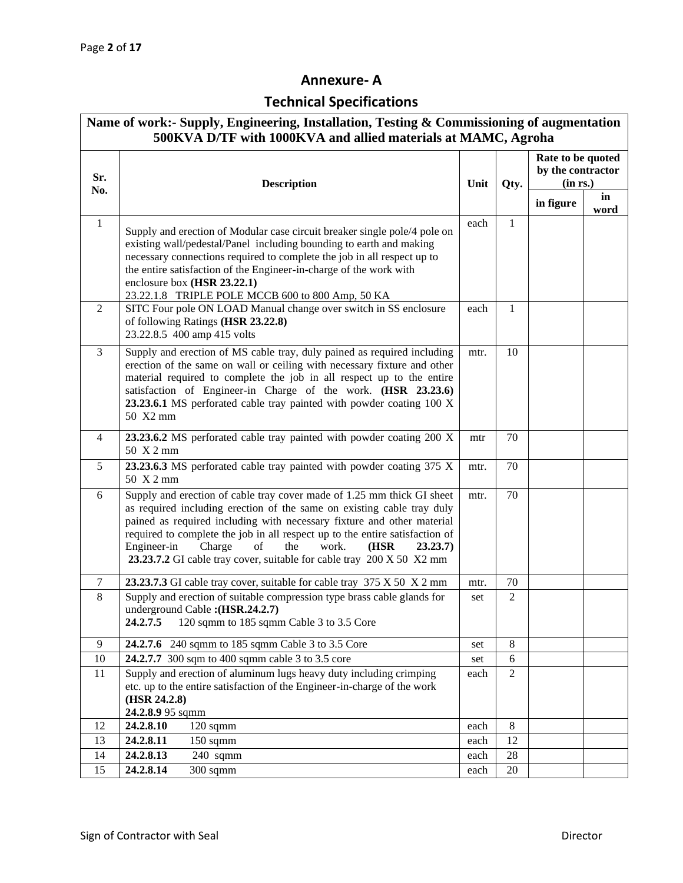# Annexure- A

## Technical Specifications

| **Name of work:- Supply, Engineering, Installation, Testing & Commissioning of augmentation 500KVA D/TF with 1000KVA and allied materials at MAMC, Agroha** | | | | | |
|---|---|---|---|---|---|
| **Sr. No.** | **Description** | **Unit** | **Qty.** | **Rate to be quoted by the contractor (in rs.)** | |
| | | | | **in figure** | **in word** |
| 1 | Supply and erection of Modular case circuit breaker single pole/4 pole on existing wall/pedestal/Panel including bounding to earth and making necessary connections required to complete the job in all respect up to the entire satisfaction of the Engineer-in-charge of the work with enclosure box **(HSR 23.22.1)**<br>23.22.1.8 TRIPLE POLE MCCB 600 to 800 Amp, 50 KA | each | 1 | | |
| 2 | SITC Four pole ON LOAD Manual change over switch in SS enclosure of following Ratings **(HSR 23.22.8)**<br>23.22.8.5 400 amp 415 volts | each | 1 | | |
| 3 | Supply and erection of MS cable tray, duly pained as required including erection of the same on wall or ceiling with necessary fixture and other material required to complete the job in all respect up to the entire satisfaction of Engineer-in Charge of the work. **(HSR 23.23.6)**<br>**23.23.6.1** MS perforated cable tray painted with powder coating 100 X 50 X2 mm | mtr. | 10 | | |
| 4 | **23.23.6.2** MS perforated cable tray painted with powder coating 200 X 50 X 2 mm | mtr | 70 | | |
| 5 | **23.23.6.3** MS perforated cable tray painted with powder coating 375 X 50 X 2 mm | mtr. | 70 | | |
| 6 | Supply and erection of cable tray cover made of 1.25 mm thick GI sheet as required including erection of the same on existing cable tray duly pained as required including with necessary fixture and other material required to complete the job in all respect up to the entire satisfaction of Engineer-in Charge of the work. **(HSR 23.23.7)**<br>**23.23.7.2** GI cable tray cover, suitable for cable tray 200 X 50 X2 mm | mtr. | 70 | | |
| 7 | **23.23.7.3** GI cable tray cover, suitable for cable tray 375 X 50 X 2 mm | mtr. | 70 | | |
| 8 | Supply and erection of suitable compression type brass cable glands for underground Cable **:(HSR.24.2.7)**<br>**24.2.7.5** 120 sqmm to 185 sqmm Cable 3 to 3.5 Core | set | 2 | | |
| 9 | **24.2.7.6** 240 sqmm to 185 sqmm Cable 3 to 3.5 Core | set | 8 | | |
| 10 | **24.2.7.7** 300 sqm to 400 sqmm cable 3 to 3.5 core | set | 6 | | |
| 11 | Supply and erection of aluminum lugs heavy duty including crimping etc. up to the entire satisfaction of the Engineer-in-charge of the work **(HSR 24.2.8)**<br>**24.2.8.9** 95 sqmm | each | 2 | | |
| 12 | **24.2.8.10** 120 sqmm | each | 8 | | |
| 13 | **24.2.8.11** 150 sqmm | each | 12 | | |
| 14 | **24.2.8.13** 240 sqmm | each | 28 | | |
| 15 | **24.2.8.14** 300 sqmm | each | 20 | | |

Sign of Contractor with Seal Director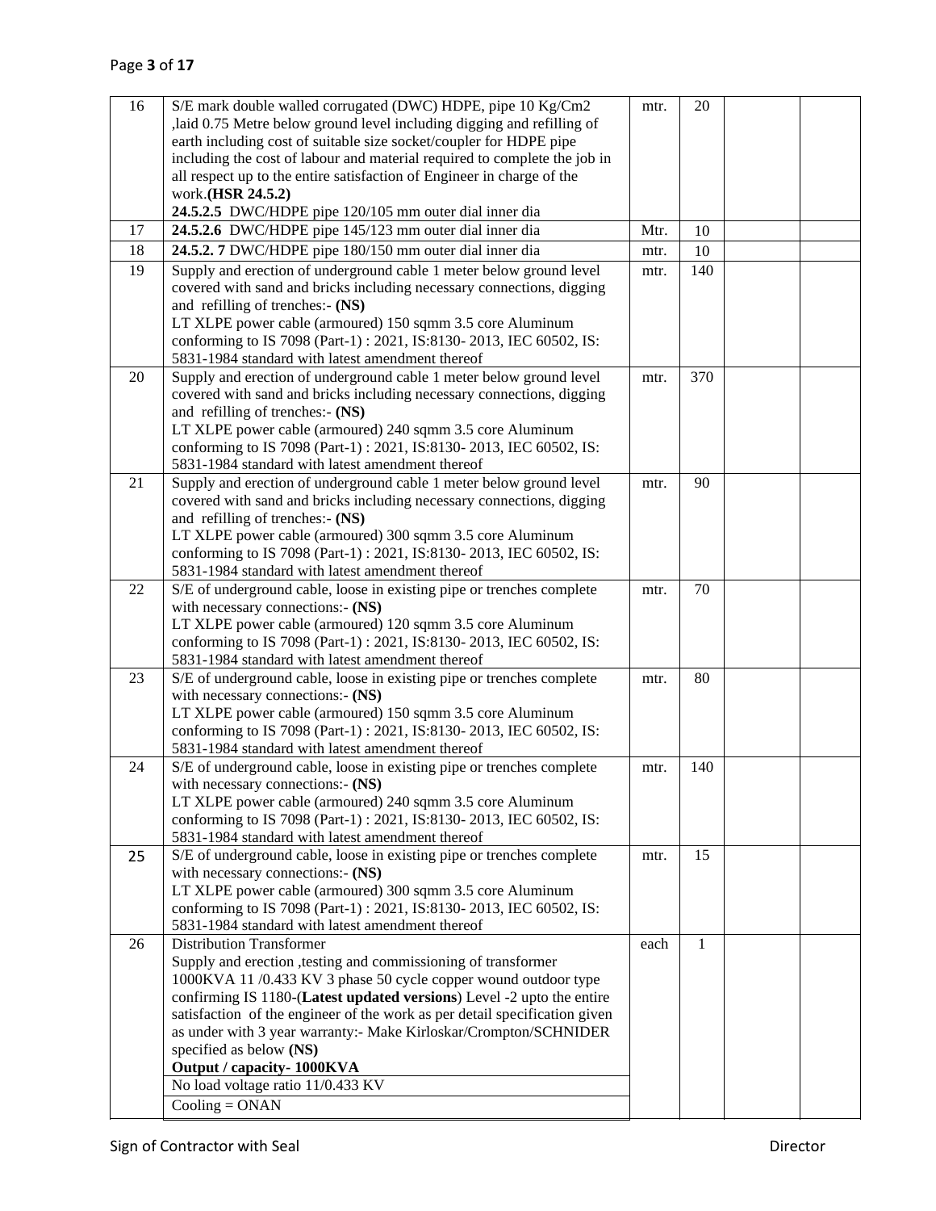| | | | | | |
|---|---|---|---|---|---|
| 16 | S/E mark double walled corrugated (DWC) HDPE, pipe 10 Kg/Cm2 ,laid 0.75 Metre below ground level including digging and refilling of earth including cost of suitable size socket/coupler for HDPE pipe including the cost of labour and material required to complete the job in all respect up to the entire satisfaction of Engineer in charge of the work.**(HSR 24.5.2)**<br>**24.5.2.5** DWC/HDPE pipe 120/105 mm outer dial inner dia | mtr. | 20 | | |
| 17 | **24.5.2.6** DWC/HDPE pipe 145/123 mm outer dial inner dia | Mtr. | 10 | | |
| 18 | **24.5.2. 7** DWC/HDPE pipe 180/150 mm outer dial inner dia | mtr. | 10 | | |
| 19 | Supply and erection of underground cable 1 meter below ground level covered with sand and bricks including necessary connections, digging and refilling of trenches:- **(NS)**<br>LT XLPE power cable (armoured) 150 sqmm 3.5 core Aluminum conforming to IS 7098 (Part-1) : 2021, IS:8130- 2013, IEC 60502, IS: 5831-1984 standard with latest amendment thereof | mtr. | 140 | | |
| 20 | Supply and erection of underground cable 1 meter below ground level covered with sand and bricks including necessary connections, digging and refilling of trenches:- **(NS)**<br>LT XLPE power cable (armoured) 240 sqmm 3.5 core Aluminum conforming to IS 7098 (Part-1) : 2021, IS:8130- 2013, IEC 60502, IS: 5831-1984 standard with latest amendment thereof | mtr. | 370 | | |
| 21 | Supply and erection of underground cable 1 meter below ground level covered with sand and bricks including necessary connections, digging and refilling of trenches:- **(NS)**<br>LT XLPE power cable (armoured) 300 sqmm 3.5 core Aluminum conforming to IS 7098 (Part-1) : 2021, IS:8130- 2013, IEC 60502, IS: 5831-1984 standard with latest amendment thereof | mtr. | 90 | | |
| 22 | S/E of underground cable, loose in existing pipe or trenches complete with necessary connections:- **(NS)**<br>LT XLPE power cable (armoured) 120 sqmm 3.5 core Aluminum conforming to IS 7098 (Part-1) : 2021, IS:8130- 2013, IEC 60502, IS: 5831-1984 standard with latest amendment thereof | mtr. | 70 | | |
| 23 | S/E of underground cable, loose in existing pipe or trenches complete with necessary connections:- **(NS)**<br>LT XLPE power cable (armoured) 150 sqmm 3.5 core Aluminum conforming to IS 7098 (Part-1) : 2021, IS:8130- 2013, IEC 60502, IS: 5831-1984 standard with latest amendment thereof | mtr. | 80 | | |
| 24 | S/E of underground cable, loose in existing pipe or trenches complete with necessary connections:- **(NS)**<br>LT XLPE power cable (armoured) 240 sqmm 3.5 core Aluminum conforming to IS 7098 (Part-1) : 2021, IS:8130- 2013, IEC 60502, IS: 5831-1984 standard with latest amendment thereof | mtr. | 140 | | |
| 25 | S/E of underground cable, loose in existing pipe or trenches complete with necessary connections:- **(NS)**<br>LT XLPE power cable (armoured) 300 sqmm 3.5 core Aluminum conforming to IS 7098 (Part-1) : 2021, IS:8130- 2013, IEC 60502, IS: 5831-1984 standard with latest amendment thereof | mtr. | 15 | | |
| 26 | Distribution Transformer<br>Supply and erection ,testing and commissioning of transformer 1000KVA 11 /0.433 KV 3 phase 50 cycle copper wound outdoor type confirming IS 1180-(**Latest updated versions**) Level -2 upto the entire satisfaction of the engineer of the work as per detail specification given as under with 3 year warranty:- Make Kirloskar/Crompton/SCHNIDER specified as below **(NS)**<br>**Output / capacity- 1000KVA**<br>No load voltage ratio 11/0.433 KV<br>Cooling = ONAN | each | 1 | | |

Sign of Contractor with Seal | Director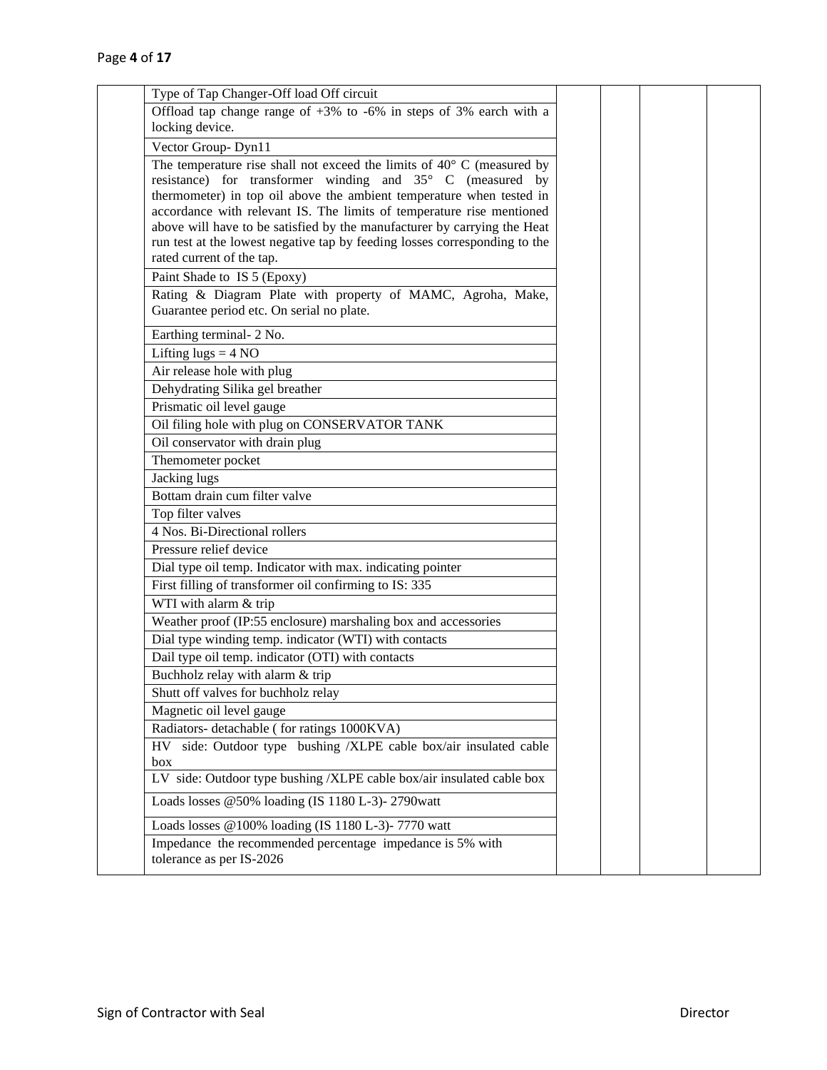| | | | | | |
|---|---|---|---|---|---|
| | Type of Tap Changer-Off load Off circuit | | | | |
| | Offload tap change range of +3% to -6% in steps of 3% earch with a locking device. | | | | |
| | Vector Group- Dyn11 | | | | |
| | The temperature rise shall not exceed the limits of 40° C (measured by resistance) for transformer winding and 35° C (measured by thermometer) in top oil above the ambient temperature when tested in accordance with relevant IS. The limits of temperature rise mentioned above will have to be satisfied by the manufacturer by carrying the Heat run test at the lowest negative tap by feeding losses corresponding to the rated current of the tap. | | | | |
| | Paint Shade to IS 5 (Epoxy) | | | | |
| | Rating & Diagram Plate with property of MAMC, Agroha, Make, Guarantee period etc. On serial no plate. | | | | |
| | Earthing terminal- 2 No. | | | | |
| | Lifting lugs = 4 NO | | | | |
| | Air release hole with plug | | | | |
| | Dehydrating Silika gel breather | | | | |
| | Prismatic oil level gauge | | | | |
| | Oil filing hole with plug on CONSERVATOR TANK | | | | |
| | Oil conservator with drain plug | | | | |
| | Themometer pocket | | | | |
| | Jacking lugs | | | | |
| | Bottam drain cum filter valve | | | | |
| | Top filter valves | | | | |
| | 4 Nos. Bi-Directional rollers | | | | |
| | Pressure relief device | | | | |
| | Dial type oil temp. Indicator with max. indicating pointer | | | | |
| | First filling of transformer oil confirming to IS: 335 | | | | |
| | WTI with alarm & trip | | | | |
| | Weather proof (IP:55 enclosure) marshaling box and accessories | | | | |
| | Dial type winding temp. indicator (WTI) with contacts | | | | |
| | Dail type oil temp. indicator (OTI) with contacts | | | | |
| | Buchholz relay with alarm & trip | | | | |
| | Shutt off valves for buchholz relay | | | | |
| | Magnetic oil level gauge | | | | |
| | Radiators- detachable ( for ratings 1000KVA) | | | | |
| | HV side: Outdoor type bushing /XLPE cable box/air insulated cable box | | | | |
| | LV side: Outdoor type bushing /XLPE cable box/air insulated cable box | | | | |
| | Loads losses @50% loading (IS 1180 L-3)- 2790watt | | | | |
| | Loads losses @100% loading (IS 1180 L-3)- 7770 watt | | | | |
| | Impedance the recommended percentage impedance is 5% with tolerance as per IS-2026 | | | | |

Sign of Contractor with Seal Director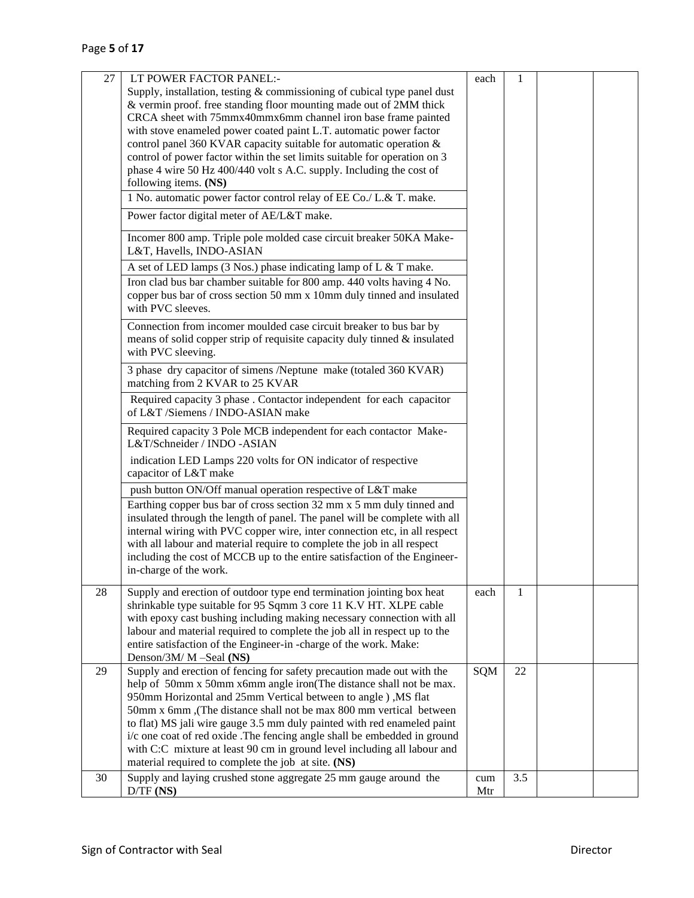| 27 | LT POWER FACTOR PANEL:-<br>Supply, installation, testing & commissioning of cubical type panel dust & vermin proof. free standing floor mounting made out of 2MM thick CRCA sheet with 75mmx40mmx6mm channel iron base frame painted with stove enameled power coated paint L.T. automatic power factor control panel 360 KVAR capacity suitable for automatic operation & control of power factor within the set limits suitable for operation on 3 phase 4 wire 50 Hz 400/440 volt s A.C. supply. Including the cost of following items. **(NS)** | each | 1 | | |
|---|---|---|---|---|---|
| | 1 No. automatic power factor control relay of EE Co./ L.& T. make. | | | | |
| | Power factor digital meter of AE/L&T make. | | | | |
| | Incomer 800 amp. Triple pole molded case circuit breaker 50KA Make- L&T, Havells, INDO-ASIAN | | | | |
| | A set of LED lamps (3 Nos.) phase indicating lamp of L & T make. | | | | |
| | Iron clad bus bar chamber suitable for 800 amp. 440 volts having 4 No. copper bus bar of cross section 50 mm x 10mm duly tinned and insulated with PVC sleeves. | | | | |
| | Connection from incomer moulded case circuit breaker to bus bar by means of solid copper strip of requisite capacity duly tinned & insulated with PVC sleeving. | | | | |
| | 3 phase dry capacitor of simens /Neptune make (totaled 360 KVAR) matching from 2 KVAR to 25 KVAR | | | | |
| | Required capacity 3 phase . Contactor independent for each capacitor of L&T /Siemens / INDO-ASIAN make | | | | |
| | Required capacity 3 Pole MCB independent for each contactor Make- L&T/Schneider / INDO -ASIAN<br>indication LED Lamps 220 volts for ON indicator of respective capacitor of L&T make | | | | |
| | push button ON/Off manual operation respective of L&T make | | | | |
| | Earthing copper bus bar of cross section 32 mm x 5 mm duly tinned and insulated through the length of panel. The panel will be complete with all internal wiring with PVC copper wire, inter connection etc, in all respect with all labour and material require to complete the job in all respect including the cost of MCCB up to the entire satisfaction of the Engineer-in-charge of the work. | | | | |
| 28 | Supply and erection of outdoor type end termination jointing box heat shrinkable type suitable for 95 Sqmm 3 core 11 K.V HT. XLPE cable with epoxy cast bushing including making necessary connection with all labour and material required to complete the job all in respect up to the entire satisfaction of the Engineer-in -charge of the work. Make: Denson/3M/ M –Seal **(NS)** | each | 1 | | |
| 29 | Supply and erection of fencing for safety precaution made out with the help of 50mm x 50mm x6mm angle iron(The distance shall not be max. 950mm Horizontal and 25mm Vertical between to angle ) ,MS flat 50mm x 6mm ,(The distance shall not be max 800 mm vertical between to flat) MS jali wire gauge 3.5 mm duly painted with red enameled paint i/c one coat of red oxide .The fencing angle shall be embedded in ground with C:C mixture at least 90 cm in ground level including all labour and material required to complete the job at site. **(NS)** | SQM | 22 | | |
| 30 | Supply and laying crushed stone aggregate 25 mm gauge around the D/TF **(NS)** | cum Mtr | 3.5 | | |

Sign of Contractor with Seal Director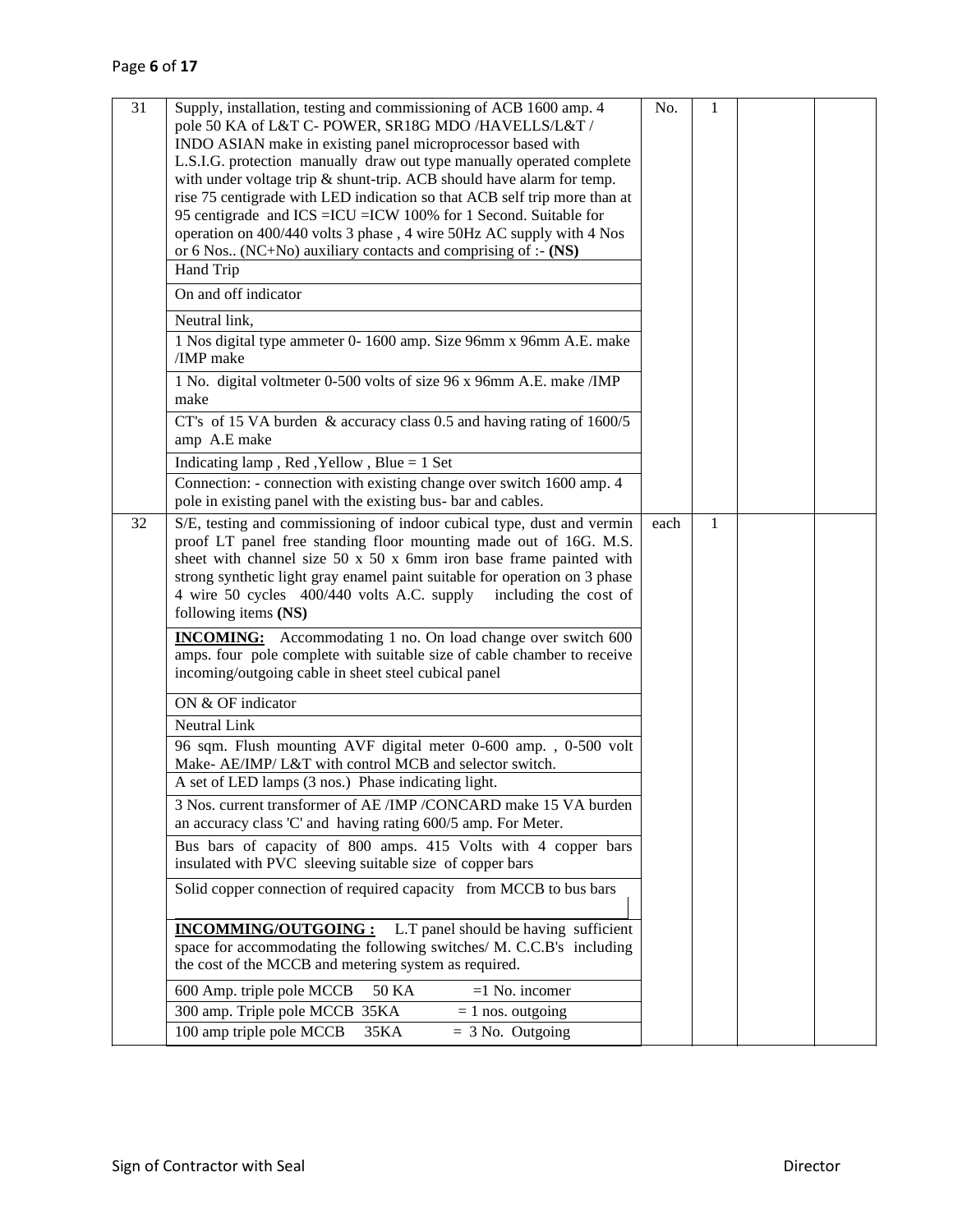| 31 | Supply, installation, testing and commissioning of ACB 1600 amp. 4 pole 50 KA of L&T C- POWER, SR18G MDO /HAVELLS/L&T / INDO ASIAN make in existing panel microprocessor based with L.S.I.G. protection manually draw out type manually operated complete with under voltage trip & shunt-trip. ACB should have alarm for temp. rise 75 centigrade with LED indication so that ACB self trip more than at 95 centigrade and ICS =ICU =ICW 100% for 1 Second. Suitable for operation on 400/440 volts 3 phase , 4 wire 50Hz AC supply with 4 Nos or 6 Nos.. (NC+No) auxiliary contacts and comprising of :- **(NS)** | No. | 1 | | |
|---|---|---|---|---|---|
| | Hand Trip | | | | |
| | On and off indicator | | | | |
| | Neutral link, | | | | |
| | 1 Nos digital type ammeter 0- 1600 amp. Size 96mm x 96mm A.E. make /IMP make | | | | |
| | 1 No. digital voltmeter 0-500 volts of size 96 x 96mm A.E. make /IMP make | | | | |
| | CT's of 15 VA burden & accuracy class 0.5 and having rating of 1600/5 amp A.E make | | | | |
| | Indicating lamp , Red ,Yellow , Blue = 1 Set | | | | |
| | Connection: - connection with existing change over switch 1600 amp. 4 pole in existing panel with the existing bus- bar and cables. | | | | |
| 32 | S/E, testing and commissioning of indoor cubical type, dust and vermin proof LT panel free standing floor mounting made out of 16G. M.S. sheet with channel size 50 x 50 x 6mm iron base frame painted with strong synthetic light gray enamel paint suitable for operation on 3 phase 4 wire 50 cycles 400/440 volts A.C. supply including the cost of following items **(NS)** | each | 1 | | |
| | **INCOMING:** Accommodating 1 no. On load change over switch 600 amps. four pole complete with suitable size of cable chamber to receive incoming/outgoing cable in sheet steel cubical panel | | | | |
| | ON & OF indicator | | | | |
| | Neutral Link | | | | |
| | 96 sqm. Flush mounting AVF digital meter 0-600 amp. , 0-500 volt Make- AE/IMP/ L&T with control MCB and selector switch. | | | | |
| | A set of LED lamps (3 nos.) Phase indicating light. | | | | |
| | 3 Nos. current transformer of AE /IMP /CONCARD make 15 VA burden an accuracy class 'C' and having rating 600/5 amp. For Meter. | | | | |
| | Bus bars of capacity of 800 amps. 415 Volts with 4 copper bars insulated with PVC sleeving suitable size of copper bars | | | | |
| | Solid copper connection of required capacity from MCCB to bus bars | | | | |
| | **INCOMMING/OUTGOING :** L.T panel should be having sufficient space for accommodating the following switches/ M. C.C.B's including the cost of the MCCB and metering system as required. | | | | |
| | 600 Amp. triple pole MCCB 50 KA =1 No. incomer | | | | |
| | 300 amp. Triple pole MCCB 35KA = 1 nos. outgoing | | | | |
| | 100 amp triple pole MCCB 35KA = 3 No. Outgoing | | | | |

Sign of Contractor with Seal Director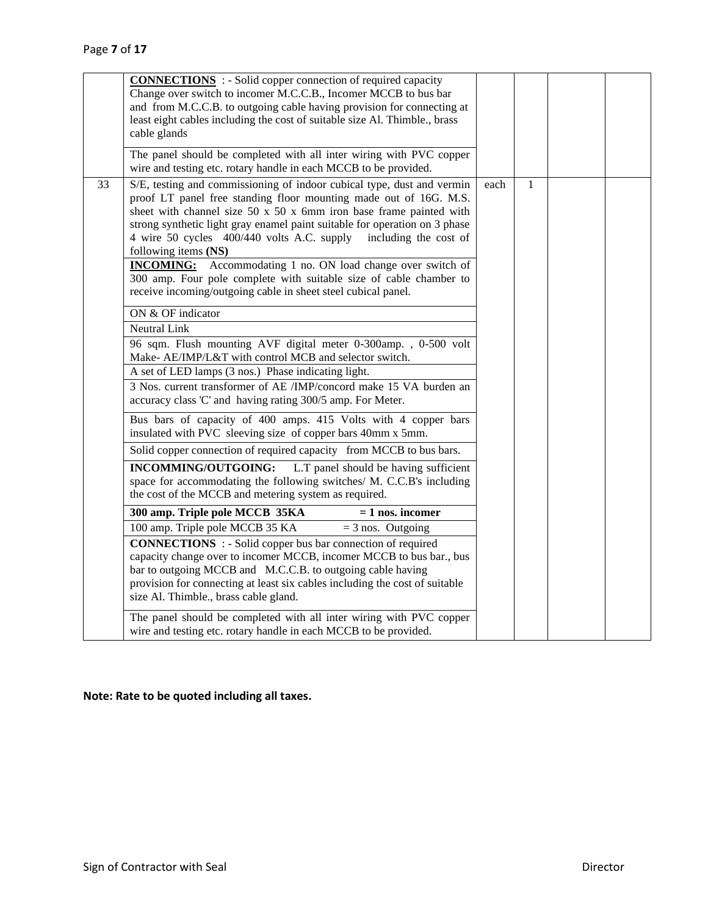| | | | | | |
|---|---|---|---|---|---|
| | **CONNECTIONS** : - Solid copper connection of required capacity Change over switch to incomer M.C.C.B., Incomer MCCB to bus bar and from M.C.C.B. to outgoing cable having provision for connecting at least eight cables including the cost of suitable size Al. Thimble., brass cable glands<br><br>The panel should be completed with all inter wiring with PVC copper wire and testing etc. rotary handle in each MCCB to be provided. | | | | |
| 33 | S/E, testing and commissioning of indoor cubical type, dust and vermin proof LT panel free standing floor mounting made out of 16G. M.S. sheet with channel size 50 x 50 x 6mm iron base frame painted with strong synthetic light gray enamel paint suitable for operation on 3 phase 4 wire 50 cycles 400/440 volts A.C. supply including the cost of following items **(NS)**<br>**INCOMING:** Accommodating 1 no. ON load change over switch of 300 amp. Four pole complete with suitable size of cable chamber to receive incoming/outgoing cable in sheet steel cubical panel.<br><br>ON & OF indicator<br><br>Neutral Link<br><br>96 sqm. Flush mounting AVF digital meter 0-300amp. , 0-500 volt Make- AE/IMP/L&T with control MCB and selector switch.<br><br>A set of LED lamps (3 nos.) Phase indicating light.<br><br>3 Nos. current transformer of AE /IMP/concord make 15 VA burden an accuracy class 'C' and having rating 300/5 amp. For Meter.<br><br>Bus bars of capacity of 400 amps. 415 Volts with 4 copper bars insulated with PVC sleeving size of copper bars 40mm x 5mm.<br><br>Solid copper connection of required capacity from MCCB to bus bars.<br><br>**INCOMMING/OUTGOING:** L.T panel should be having sufficient space for accommodating the following switches/ M. C.C.B's including the cost of the MCCB and metering system as required.<br><br>**300 amp. Triple pole MCCB 35KA = 1 nos. incomer**<br><br>100 amp. Triple pole MCCB 35 KA = 3 nos. Outgoing<br><br>**CONNECTIONS** : - Solid copper bus bar connection of required capacity change over to incomer MCCB, incomer MCCB to bus bar., bus bar to outgoing MCCB and M.C.C.B. to outgoing cable having provision for connecting at least six cables including the cost of suitable size Al. Thimble., brass cable gland.<br><br>The panel should be completed with all inter wiring with PVC copper wire and testing etc. rotary handle in each MCCB to be provided. | each | 1 | | |

**Note: Rate to be quoted including all taxes.**

Sign of Contractor with Seal Director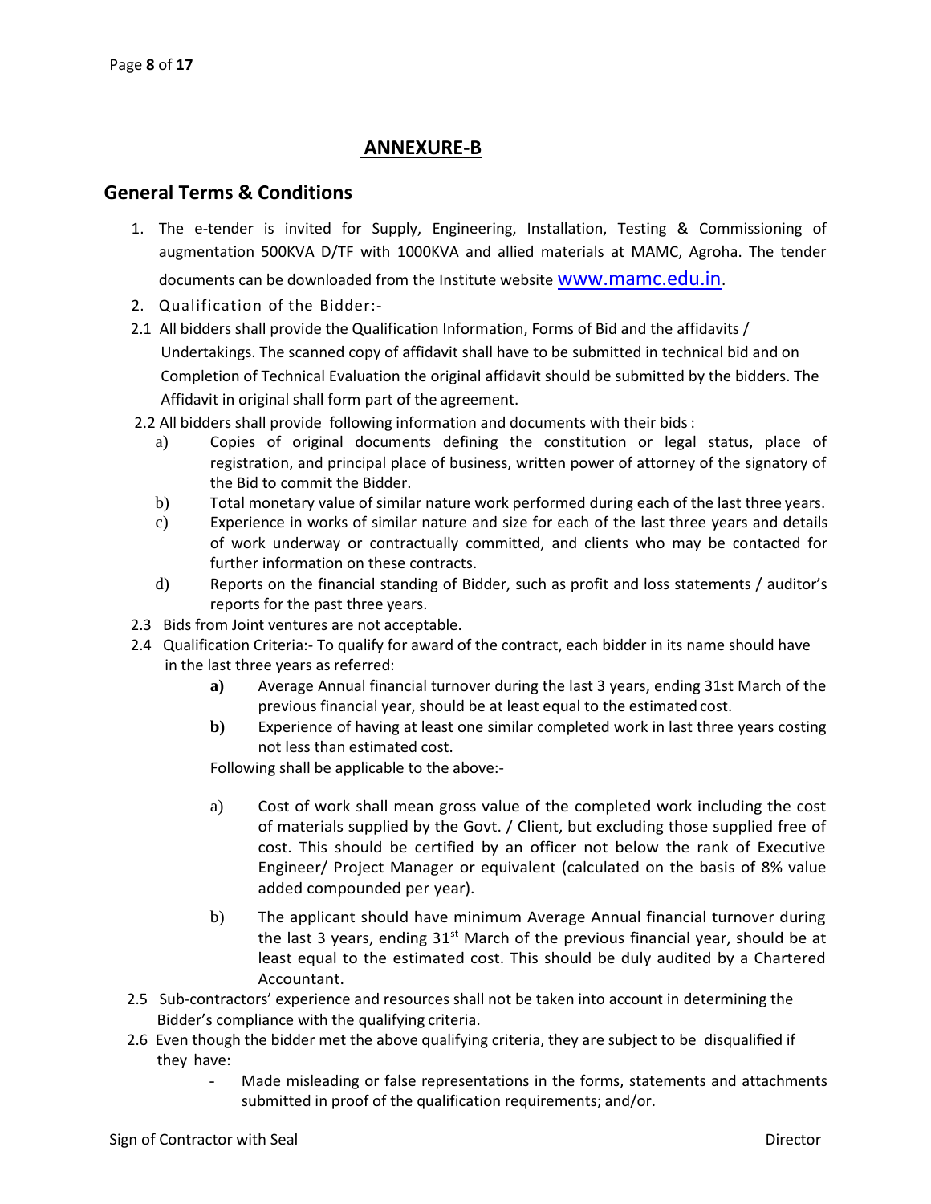# ANNEXURE-B

## General Terms & Conditions

1. The e-tender is invited for Supply, Engineering, Installation, Testing & Commissioning of augmentation 500KVA D/TF with 1000KVA and allied materials at MAMC, Agroha. The tender documents can be downloaded from the Institute website www.mamc.edu.in.
2. Qualification of the Bidder:-

2.1 All bidders shall provide the Qualification Information, Forms of Bid and the affidavits / Undertakings. The scanned copy of affidavit shall have to be submitted in technical bid and on Completion of Technical Evaluation the original affidavit should be submitted by the bidders. The Affidavit in original shall form part of the agreement.

2.2 All bidders shall provide following information and documents with their bids :

- a) Copies of original documents defining the constitution or legal status, place of registration, and principal place of business, written power of attorney of the signatory of the Bid to commit the Bidder.
- b) Total monetary value of similar nature work performed during each of the last three years.
- c) Experience in works of similar nature and size for each of the last three years and details of work underway or contractually committed, and clients who may be contacted for further information on these contracts.
- d) Reports on the financial standing of Bidder, such as profit and loss statements / auditor's reports for the past three years.

2.3 Bids from Joint ventures are not acceptable.

2.4 Qualification Criteria:- To qualify for award of the contract, each bidder in its name should have in the last three years as referred:

- **a)** Average Annual financial turnover during the last 3 years, ending 31st March of the previous financial year, should be at least equal to the estimated cost.
- **b)** Experience of having at least one similar completed work in last three years costing not less than estimated cost.

Following shall be applicable to the above:-

- a) Cost of work shall mean gross value of the completed work including the cost of materials supplied by the Govt. / Client, but excluding those supplied free of cost. This should be certified by an officer not below the rank of Executive Engineer/ Project Manager or equivalent (calculated on the basis of 8% value added compounded per year).
- b) The applicant should have minimum Average Annual financial turnover during the last 3 years, ending 31st March of the previous financial year, should be at least equal to the estimated cost. This should be duly audited by a Chartered Accountant.

2.5 Sub-contractors' experience and resources shall not be taken into account in determining the Bidder's compliance with the qualifying criteria.

2.6 Even though the bidder met the above qualifying criteria, they are subject to be disqualified if they have:

- Made misleading or false representations in the forms, statements and attachments submitted in proof of the qualification requirements; and/or.

Sign of Contractor with Seal Director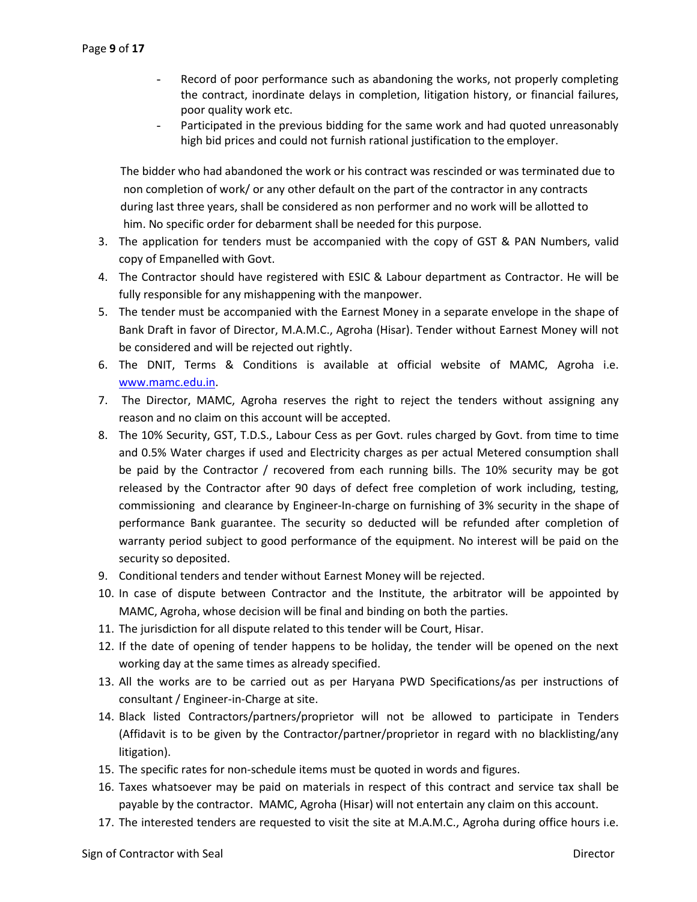- Record of poor performance such as abandoning the works, not properly completing the contract, inordinate delays in completion, litigation history, or financial failures, poor quality work etc.
- Participated in the previous bidding for the same work and had quoted unreasonably high bid prices and could not furnish rational justification to the employer.

The bidder who had abandoned the work or his contract was rescinded or was terminated due to non completion of work/ or any other default on the part of the contractor in any contracts during last three years, shall be considered as non performer and no work will be allotted to him. No specific order for debarment shall be needed for this purpose.

3. The application for tenders must be accompanied with the copy of GST & PAN Numbers, valid copy of Empanelled with Govt.
4. The Contractor should have registered with ESIC & Labour department as Contractor. He will be fully responsible for any mishappening with the manpower.
5. The tender must be accompanied with the Earnest Money in a separate envelope in the shape of Bank Draft in favor of Director, M.A.M.C., Agroha (Hisar). Tender without Earnest Money will not be considered and will be rejected out rightly.
6. The DNIT, Terms & Conditions is available at official website of MAMC, Agroha i.e. [www.mamc.edu.in](http://www.mamc.edu.in).
7. The Director, MAMC, Agroha reserves the right to reject the tenders without assigning any reason and no claim on this account will be accepted.
8. The 10% Security, GST, T.D.S., Labour Cess as per Govt. rules charged by Govt. from time to time and 0.5% Water charges if used and Electricity charges as per actual Metered consumption shall be paid by the Contractor / recovered from each running bills. The 10% security may be got released by the Contractor after 90 days of defect free completion of work including, testing, commissioning and clearance by Engineer-In-charge on furnishing of 3% security in the shape of performance Bank guarantee. The security so deducted will be refunded after completion of warranty period subject to good performance of the equipment. No interest will be paid on the security so deposited.
9. Conditional tenders and tender without Earnest Money will be rejected.
10. In case of dispute between Contractor and the Institute, the arbitrator will be appointed by MAMC, Agroha, whose decision will be final and binding on both the parties.
11. The jurisdiction for all dispute related to this tender will be Court, Hisar.
12. If the date of opening of tender happens to be holiday, the tender will be opened on the next working day at the same times as already specified.
13. All the works are to be carried out as per Haryana PWD Specifications/as per instructions of consultant / Engineer-in-Charge at site.
14. Black listed Contractors/partners/proprietor will not be allowed to participate in Tenders (Affidavit is to be given by the Contractor/partner/proprietor in regard with no blacklisting/any litigation).
15. The specific rates for non-schedule items must be quoted in words and figures.
16. Taxes whatsoever may be paid on materials in respect of this contract and service tax shall be payable by the contractor. MAMC, Agroha (Hisar) will not entertain any claim on this account.
17. The interested tenders are requested to visit the site at M.A.M.C., Agroha during office hours i.e.

Sign of Contractor with Seal Director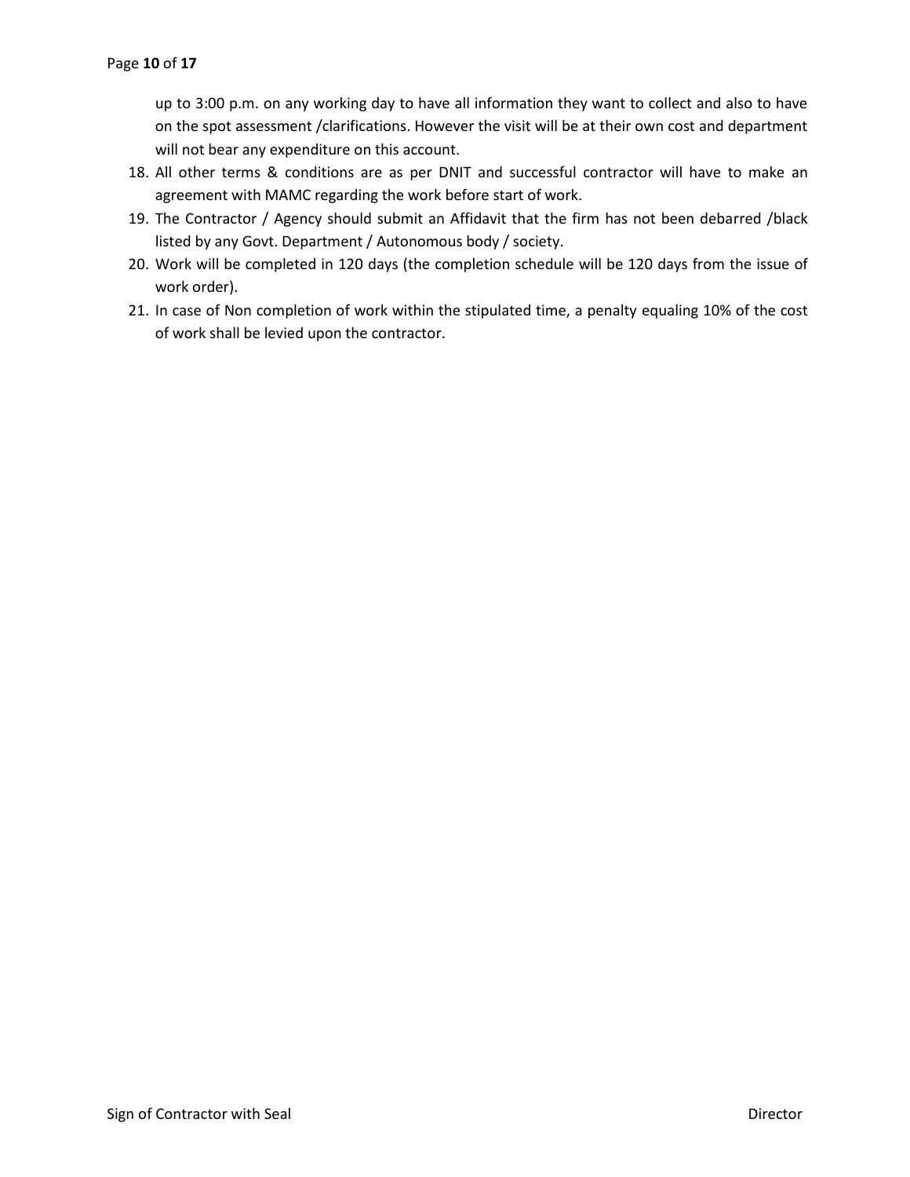up to 3:00 p.m. on any working day to have all information they want to collect and also to have on the spot assessment /clarifications. However the visit will be at their own cost and department will not bear any expenditure on this account.

18. All other terms & conditions are as per DNIT and successful contractor will have to make an agreement with MAMC regarding the work before start of work.
19. The Contractor / Agency should submit an Affidavit that the firm has not been debarred /black listed by any Govt. Department / Autonomous body / society.
20. Work will be completed in 120 days (the completion schedule will be 120 days from the issue of work order).
21. In case of Non completion of work within the stipulated time, a penalty equaling 10% of the cost of work shall be levied upon the contractor.

Sign of Contractor with Seal | Director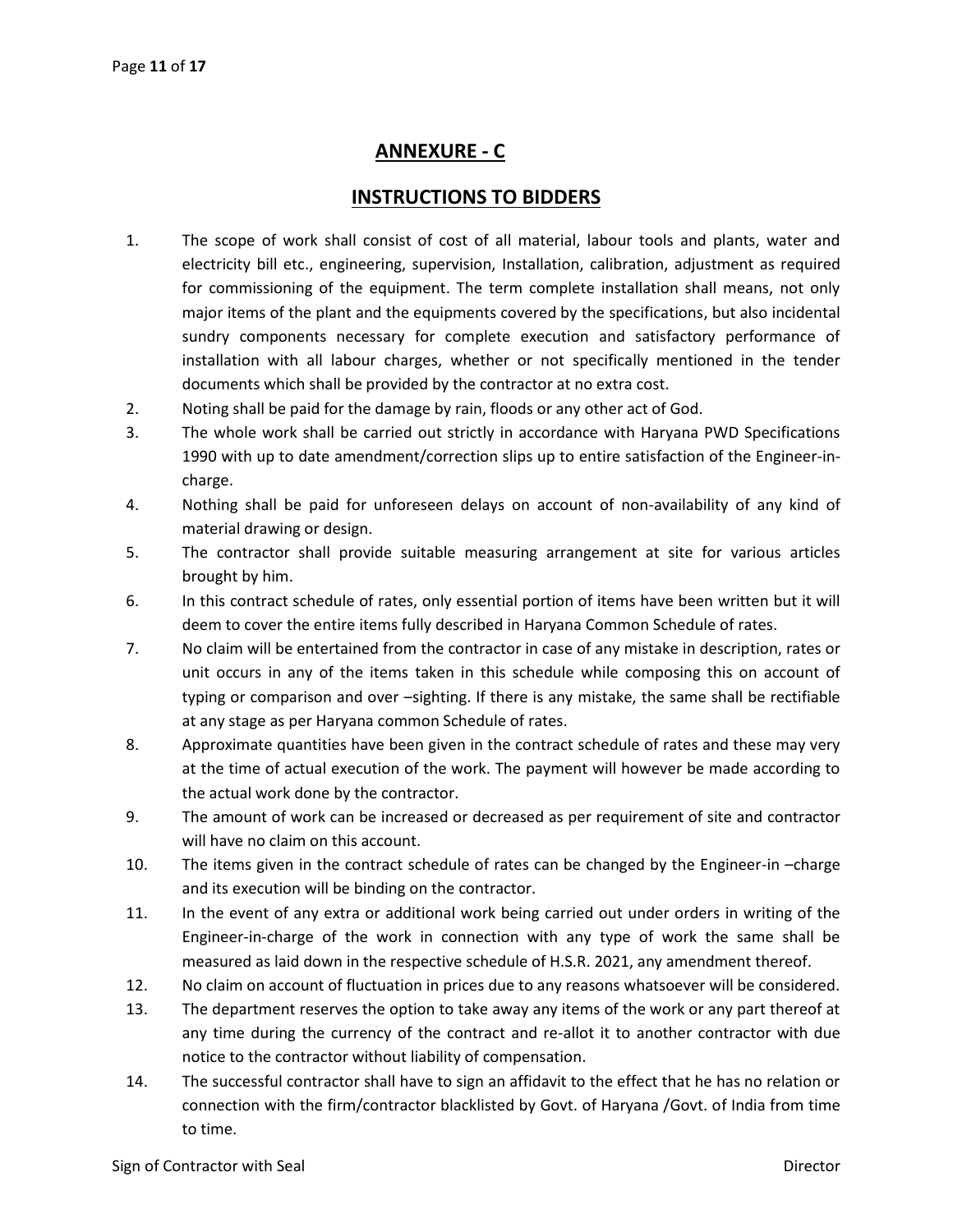## ANNEXURE - C

## INSTRUCTIONS TO BIDDERS

1. The scope of work shall consist of cost of all material, labour tools and plants, water and electricity bill etc., engineering, supervision, Installation, calibration, adjustment as required for commissioning of the equipment. The term complete installation shall means, not only major items of the plant and the equipments covered by the specifications, but also incidental sundry components necessary for complete execution and satisfactory performance of installation with all labour charges, whether or not specifically mentioned in the tender documents which shall be provided by the contractor at no extra cost.
2. Noting shall be paid for the damage by rain, floods or any other act of God.
3. The whole work shall be carried out strictly in accordance with Haryana PWD Specifications 1990 with up to date amendment/correction slips up to entire satisfaction of the Engineer-in-charge.
4. Nothing shall be paid for unforeseen delays on account of non-availability of any kind of material drawing or design.
5. The contractor shall provide suitable measuring arrangement at site for various articles brought by him.
6. In this contract schedule of rates, only essential portion of items have been written but it will deem to cover the entire items fully described in Haryana Common Schedule of rates.
7. No claim will be entertained from the contractor in case of any mistake in description, rates or unit occurs in any of the items taken in this schedule while composing this on account of typing or comparison and over –sighting. If there is any mistake, the same shall be rectifiable at any stage as per Haryana common Schedule of rates.
8. Approximate quantities have been given in the contract schedule of rates and these may very at the time of actual execution of the work. The payment will however be made according to the actual work done by the contractor.
9. The amount of work can be increased or decreased as per requirement of site and contractor will have no claim on this account.
10. The items given in the contract schedule of rates can be changed by the Engineer-in –charge and its execution will be binding on the contractor.
11. In the event of any extra or additional work being carried out under orders in writing of the Engineer-in-charge of the work in connection with any type of work the same shall be measured as laid down in the respective schedule of H.S.R. 2021, any amendment thereof.
12. No claim on account of fluctuation in prices due to any reasons whatsoever will be considered.
13. The department reserves the option to take away any items of the work or any part thereof at any time during the currency of the contract and re-allot it to another contractor with due notice to the contractor without liability of compensation.
14. The successful contractor shall have to sign an affidavit to the effect that he has no relation or connection with the firm/contractor blacklisted by Govt. of Haryana /Govt. of India from time to time.

Sign of Contractor with Seal Director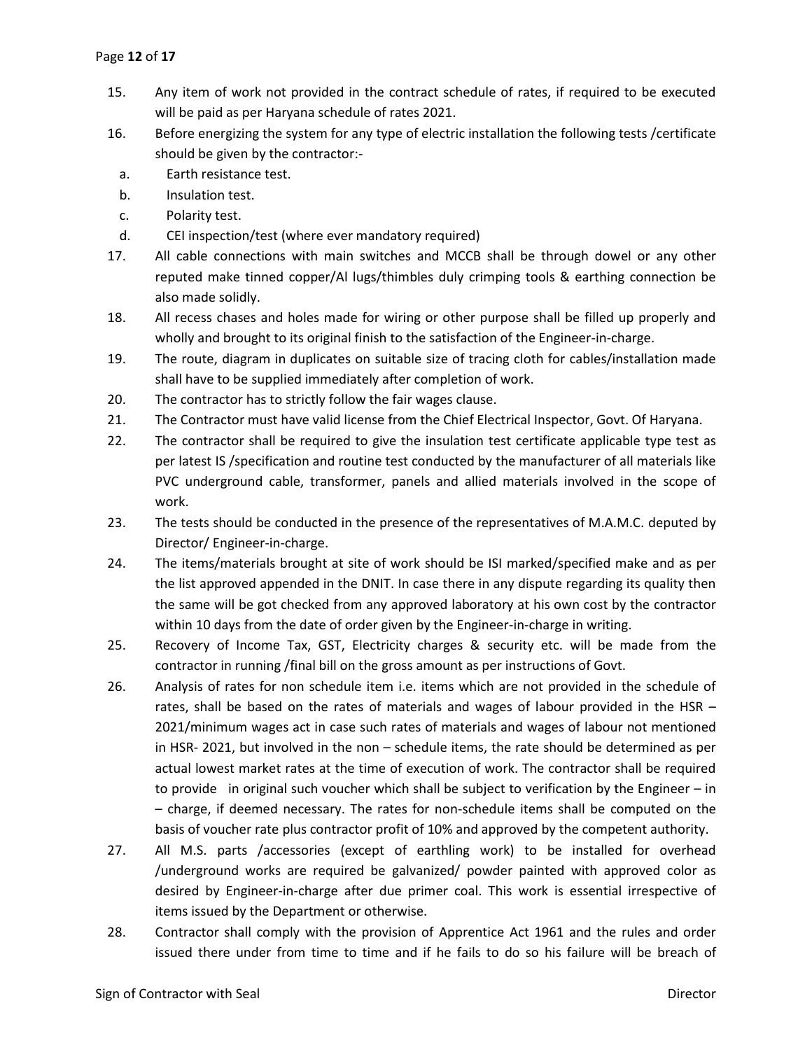15. Any item of work not provided in the contract schedule of rates, if required to be executed will be paid as per Haryana schedule of rates 2021.
16. Before energizing the system for any type of electric installation the following tests /certificate should be given by the contractor:-
    a. Earth resistance test.
    b. Insulation test.
    c. Polarity test.
    d. CEI inspection/test (where ever mandatory required)
17. All cable connections with main switches and MCCB shall be through dowel or any other reputed make tinned copper/Al lugs/thimbles duly crimping tools & earthing connection be also made solidly.
18. All recess chases and holes made for wiring or other purpose shall be filled up properly and wholly and brought to its original finish to the satisfaction of the Engineer-in-charge.
19. The route, diagram in duplicates on suitable size of tracing cloth for cables/installation made shall have to be supplied immediately after completion of work.
20. The contractor has to strictly follow the fair wages clause.
21. The Contractor must have valid license from the Chief Electrical Inspector, Govt. Of Haryana.
22. The contractor shall be required to give the insulation test certificate applicable type test as per latest IS /specification and routine test conducted by the manufacturer of all materials like PVC underground cable, transformer, panels and allied materials involved in the scope of work.
23. The tests should be conducted in the presence of the representatives of M.A.M.C. deputed by Director/ Engineer-in-charge.
24. The items/materials brought at site of work should be ISI marked/specified make and as per the list approved appended in the DNIT. In case there in any dispute regarding its quality then the same will be got checked from any approved laboratory at his own cost by the contractor within 10 days from the date of order given by the Engineer-in-charge in writing.
25. Recovery of Income Tax, GST, Electricity charges & security etc. will be made from the contractor in running /final bill on the gross amount as per instructions of Govt.
26. Analysis of rates for non schedule item i.e. items which are not provided in the schedule of rates, shall be based on the rates of materials and wages of labour provided in the HSR – 2021/minimum wages act in case such rates of materials and wages of labour not mentioned in HSR- 2021, but involved in the non – schedule items, the rate should be determined as per actual lowest market rates at the time of execution of work. The contractor shall be required to provide in original such voucher which shall be subject to verification by the Engineer – in – charge, if deemed necessary. The rates for non-schedule items shall be computed on the basis of voucher rate plus contractor profit of 10% and approved by the competent authority.
27. All M.S. parts /accessories (except of earthling work) to be installed for overhead /underground works are required be galvanized/ powder painted with approved color as desired by Engineer-in-charge after due primer coal. This work is essential irrespective of items issued by the Department or otherwise.
28. Contractor shall comply with the provision of Apprentice Act 1961 and the rules and order issued there under from time to time and if he fails to do so his failure will be breach of

Sign of Contractor with Seal Director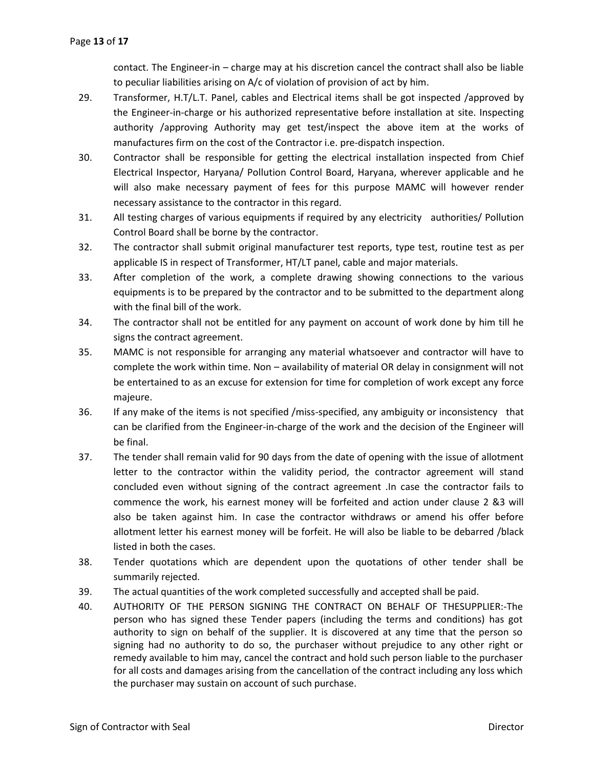contact. The Engineer-in – charge may at his discretion cancel the contract shall also be liable to peculiar liabilities arising on A/c of violation of provision of act by him.

29. Transformer, H.T/L.T. Panel, cables and Electrical items shall be got inspected /approved by the Engineer-in-charge or his authorized representative before installation at site. Inspecting authority /approving Authority may get test/inspect the above item at the works of manufactures firm on the cost of the Contractor i.e. pre-dispatch inspection.
30. Contractor shall be responsible for getting the electrical installation inspected from Chief Electrical Inspector, Haryana/ Pollution Control Board, Haryana, wherever applicable and he will also make necessary payment of fees for this purpose MAMC will however render necessary assistance to the contractor in this regard.
31. All testing charges of various equipments if required by any electricity authorities/ Pollution Control Board shall be borne by the contractor.
32. The contractor shall submit original manufacturer test reports, type test, routine test as per applicable IS in respect of Transformer, HT/LT panel, cable and major materials.
33. After completion of the work, a complete drawing showing connections to the various equipments is to be prepared by the contractor and to be submitted to the department along with the final bill of the work.
34. The contractor shall not be entitled for any payment on account of work done by him till he signs the contract agreement.
35. MAMC is not responsible for arranging any material whatsoever and contractor will have to complete the work within time. Non – availability of material OR delay in consignment will not be entertained to as an excuse for extension for time for completion of work except any force majeure.
36. If any make of the items is not specified /miss-specified, any ambiguity or inconsistency that can be clarified from the Engineer-in-charge of the work and the decision of the Engineer will be final.
37. The tender shall remain valid for 90 days from the date of opening with the issue of allotment letter to the contractor within the validity period, the contractor agreement will stand concluded even without signing of the contract agreement .In case the contractor fails to commence the work, his earnest money will be forfeited and action under clause 2 &3 will also be taken against him. In case the contractor withdraws or amend his offer before allotment letter his earnest money will be forfeit. He will also be liable to be debarred /black listed in both the cases.
38. Tender quotations which are dependent upon the quotations of other tender shall be summarily rejected.
39. The actual quantities of the work completed successfully and accepted shall be paid.
40. AUTHORITY OF THE PERSON SIGNING THE CONTRACT ON BEHALF OF THESUPPLIER:-The person who has signed these Tender papers (including the terms and conditions) has got authority to sign on behalf of the supplier. It is discovered at any time that the person so signing had no authority to do so, the purchaser without prejudice to any other right or remedy available to him may, cancel the contract and hold such person liable to the purchaser for all costs and damages arising from the cancellation of the contract including any loss which the purchaser may sustain on account of such purchase.

Sign of Contractor with Seal Director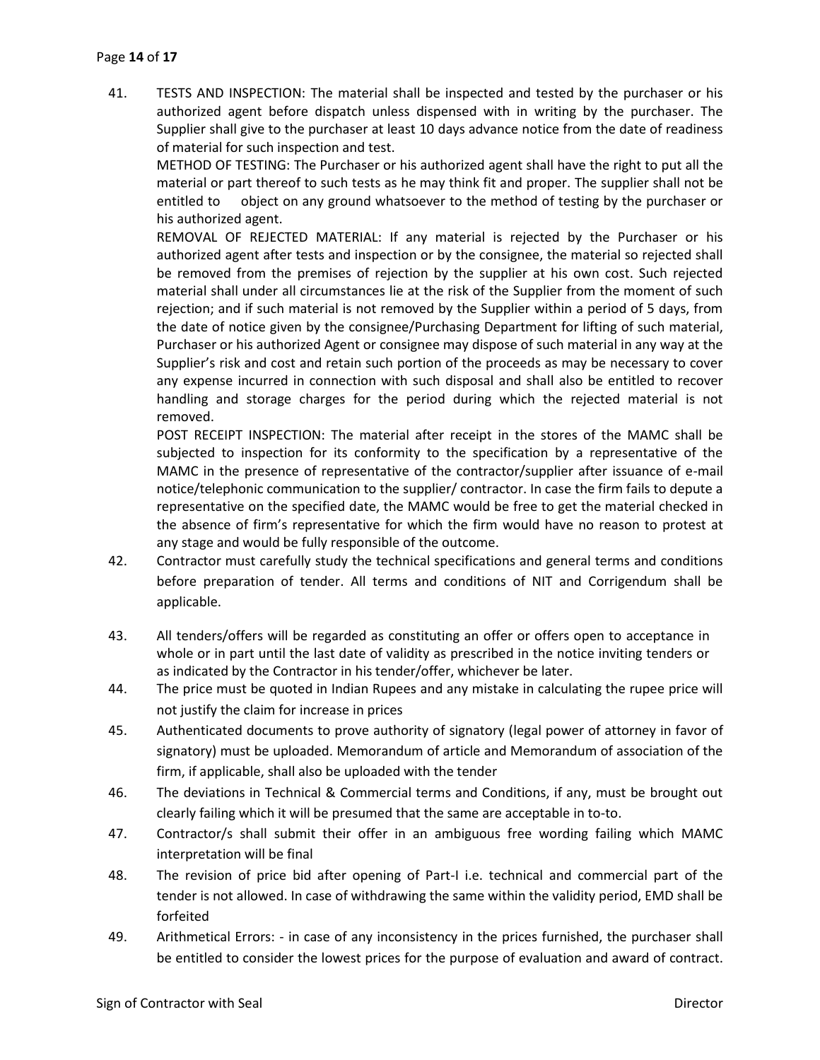41. TESTS AND INSPECTION: The material shall be inspected and tested by the purchaser or his authorized agent before dispatch unless dispensed with in writing by the purchaser. The Supplier shall give to the purchaser at least 10 days advance notice from the date of readiness of material for such inspection and test.

    METHOD OF TESTING: The Purchaser or his authorized agent shall have the right to put all the material or part thereof to such tests as he may think fit and proper. The supplier shall not be entitled to object on any ground whatsoever to the method of testing by the purchaser or his authorized agent.

    REMOVAL OF REJECTED MATERIAL: If any material is rejected by the Purchaser or his authorized agent after tests and inspection or by the consignee, the material so rejected shall be removed from the premises of rejection by the supplier at his own cost. Such rejected material shall under all circumstances lie at the risk of the Supplier from the moment of such rejection; and if such material is not removed by the Supplier within a period of 5 days, from the date of notice given by the consignee/Purchasing Department for lifting of such material, Purchaser or his authorized Agent or consignee may dispose of such material in any way at the Supplier's risk and cost and retain such portion of the proceeds as may be necessary to cover any expense incurred in connection with such disposal and shall also be entitled to recover handling and storage charges for the period during which the rejected material is not removed.

    POST RECEIPT INSPECTION: The material after receipt in the stores of the MAMC shall be subjected to inspection for its conformity to the specification by a representative of the MAMC in the presence of representative of the contractor/supplier after issuance of e-mail notice/telephonic communication to the supplier/ contractor. In case the firm fails to depute a representative on the specified date, the MAMC would be free to get the material checked in the absence of firm's representative for which the firm would have no reason to protest at any stage and would be fully responsible of the outcome.

42. Contractor must carefully study the technical specifications and general terms and conditions before preparation of tender. All terms and conditions of NIT and Corrigendum shall be applicable.

43. All tenders/offers will be regarded as constituting an offer or offers open to acceptance in whole or in part until the last date of validity as prescribed in the notice inviting tenders or as indicated by the Contractor in his tender/offer, whichever be later.

44. The price must be quoted in Indian Rupees and any mistake in calculating the rupee price will not justify the claim for increase in prices

45. Authenticated documents to prove authority of signatory (legal power of attorney in favor of signatory) must be uploaded. Memorandum of article and Memorandum of association of the firm, if applicable, shall also be uploaded with the tender

46. The deviations in Technical & Commercial terms and Conditions, if any, must be brought out clearly failing which it will be presumed that the same are acceptable in to-to.

47. Contractor/s shall submit their offer in an ambiguous free wording failing which MAMC interpretation will be final

48. The revision of price bid after opening of Part-I i.e. technical and commercial part of the tender is not allowed. In case of withdrawing the same within the validity period, EMD shall be forfeited

49. Arithmetical Errors: - in case of any inconsistency in the prices furnished, the purchaser shall be entitled to consider the lowest prices for the purpose of evaluation and award of contract.

Sign of Contractor with Seal Director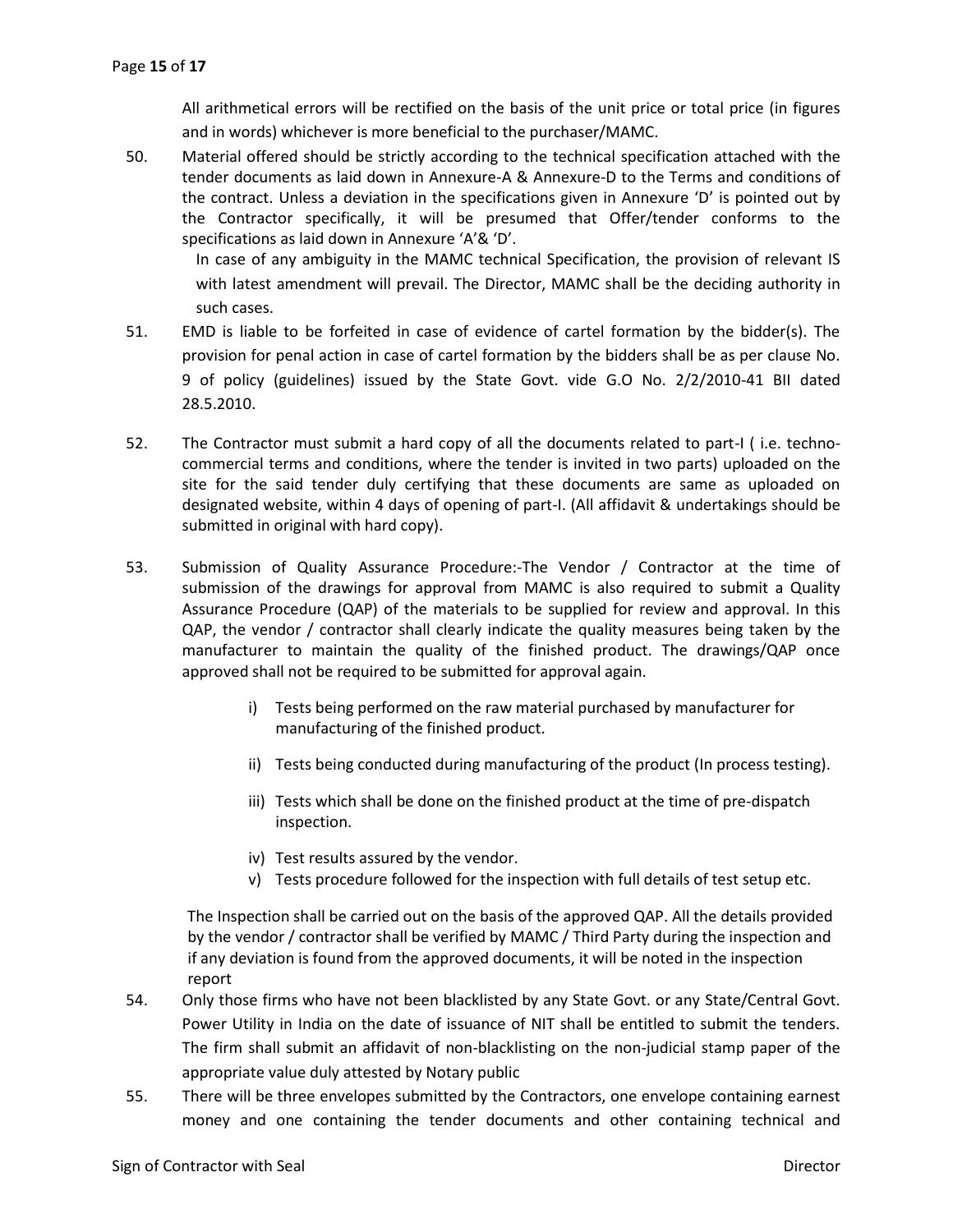All arithmetical errors will be rectified on the basis of the unit price or total price (in figures and in words) whichever is more beneficial to the purchaser/MAMC.

50. Material offered should be strictly according to the technical specification attached with the tender documents as laid down in Annexure-A & Annexure-D to the Terms and conditions of the contract. Unless a deviation in the specifications given in Annexure 'D' is pointed out by the Contractor specifically, it will be presumed that Offer/tender conforms to the specifications as laid down in Annexure 'A'& 'D'.

    In case of any ambiguity in the MAMC technical Specification, the provision of relevant IS with latest amendment will prevail. The Director, MAMC shall be the deciding authority in such cases.

51. EMD is liable to be forfeited in case of evidence of cartel formation by the bidder(s). The provision for penal action in case of cartel formation by the bidders shall be as per clause No. 9 of policy (guidelines) issued by the State Govt. vide G.O No. 2/2/2010-41 BII dated 28.5.2010.

52. The Contractor must submit a hard copy of all the documents related to part-I ( i.e. techno-commercial terms and conditions, where the tender is invited in two parts) uploaded on the site for the said tender duly certifying that these documents are same as uploaded on designated website, within 4 days of opening of part-I. (All affidavit & undertakings should be submitted in original with hard copy).

53. Submission of Quality Assurance Procedure:-The Vendor / Contractor at the time of submission of the drawings for approval from MAMC is also required to submit a Quality Assurance Procedure (QAP) of the materials to be supplied for review and approval. In this QAP, the vendor / contractor shall clearly indicate the quality measures being taken by the manufacturer to maintain the quality of the finished product. The drawings/QAP once approved shall not be required to be submitted for approval again.

    i) Tests being performed on the raw material purchased by manufacturer for manufacturing of the finished product.
    ii) Tests being conducted during manufacturing of the product (In process testing).
    iii) Tests which shall be done on the finished product at the time of pre-dispatch inspection.
    iv) Test results assured by the vendor.
    v) Tests procedure followed for the inspection with full details of test setup etc.

    The Inspection shall be carried out on the basis of the approved QAP. All the details provided by the vendor / contractor shall be verified by MAMC / Third Party during the inspection and if any deviation is found from the approved documents, it will be noted in the inspection report

54. Only those firms who have not been blacklisted by any State Govt. or any State/Central Govt. Power Utility in India on the date of issuance of NIT shall be entitled to submit the tenders. The firm shall submit an affidavit of non-blacklisting on the non-judicial stamp paper of the appropriate value duly attested by Notary public

55. There will be three envelopes submitted by the Contractors, one envelope containing earnest money and one containing the tender documents and other containing technical and

Sign of Contractor with Seal Director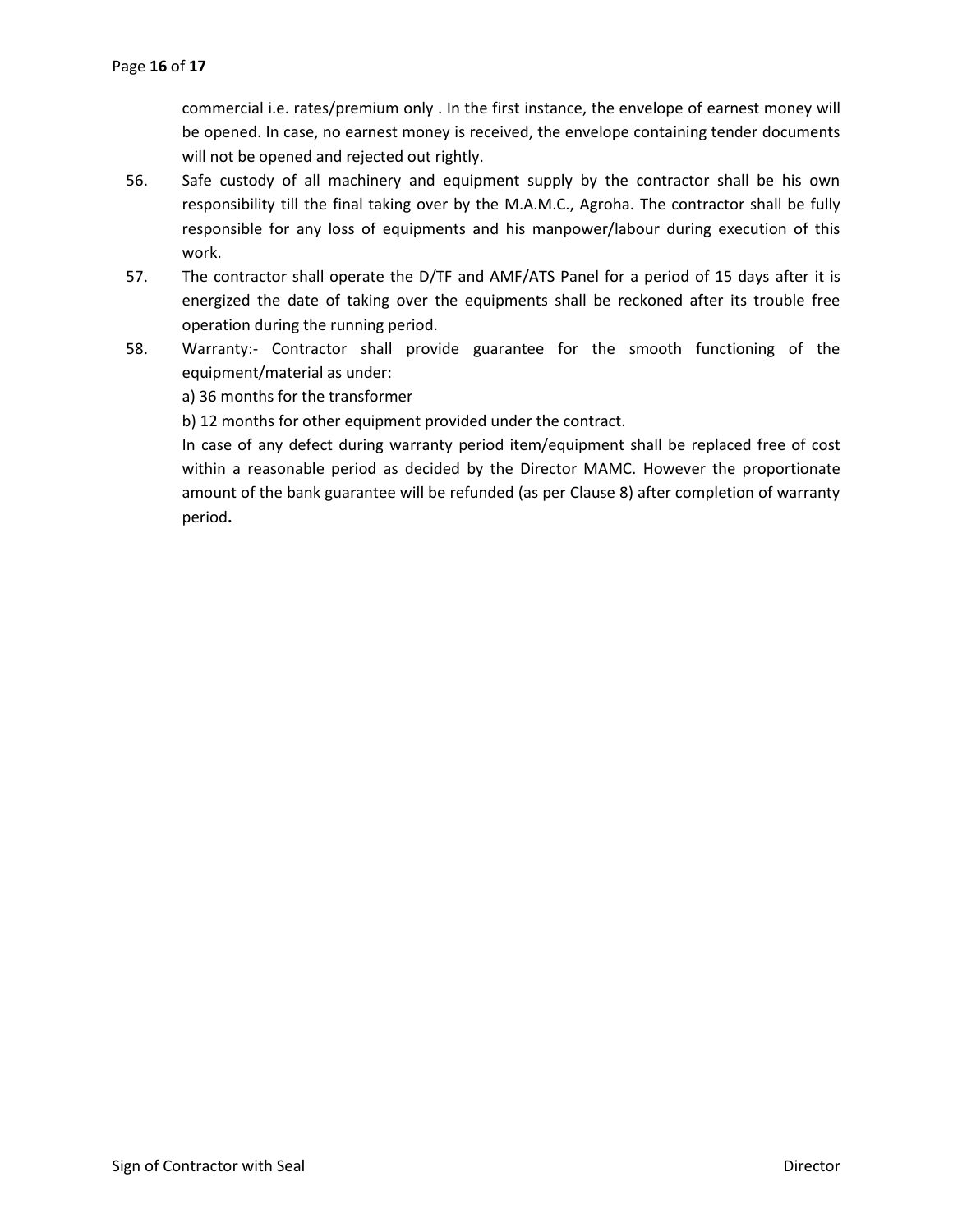commercial i.e. rates/premium only . In the first instance, the envelope of earnest money will be opened. In case, no earnest money is received, the envelope containing tender documents will not be opened and rejected out rightly.

56. Safe custody of all machinery and equipment supply by the contractor shall be his own responsibility till the final taking over by the M.A.M.C., Agroha. The contractor shall be fully responsible for any loss of equipments and his manpower/labour during execution of this work.

57. The contractor shall operate the D/TF and AMF/ATS Panel for a period of 15 days after it is energized the date of taking over the equipments shall be reckoned after its trouble free operation during the running period.

58. Warranty:- Contractor shall provide guarantee for the smooth functioning of the equipment/material as under:

    a) 36 months for the transformer

    b) 12 months for other equipment provided under the contract.

    In case of any defect during warranty period item/equipment shall be replaced free of cost within a reasonable period as decided by the Director MAMC. However the proportionate amount of the bank guarantee will be refunded (as per Clause 8) after completion of warranty period**.**

Sign of Contractor with Seal Director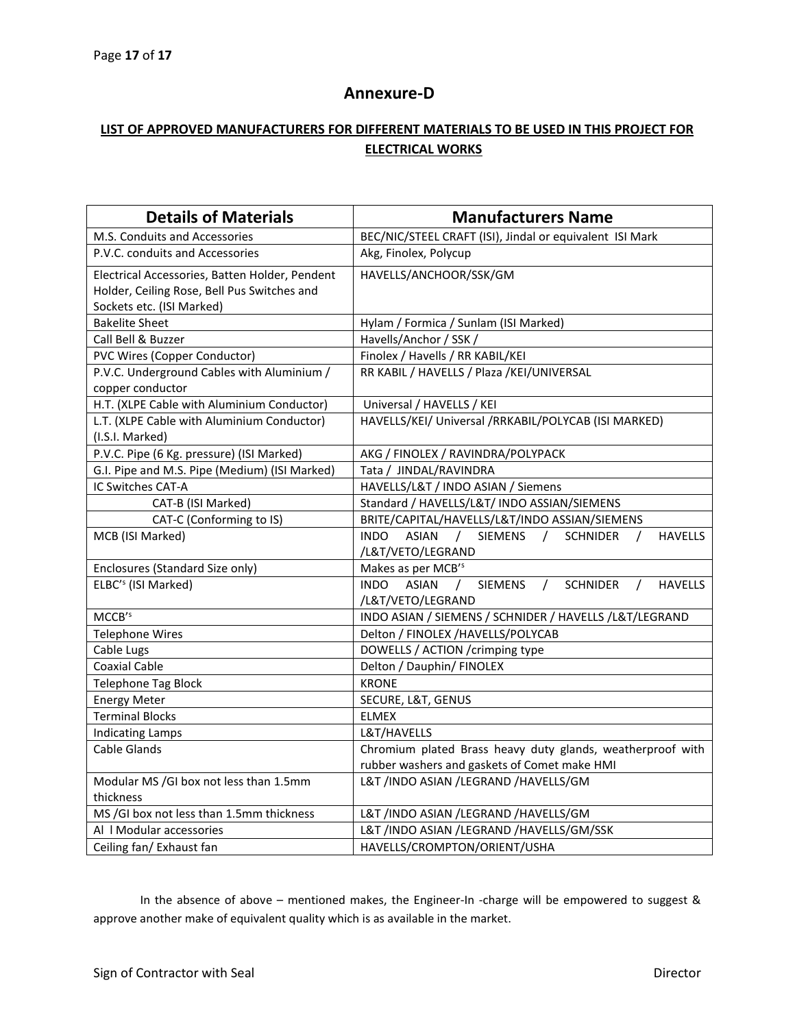# Annexure-D

## LIST OF APPROVED MANUFACTURERS FOR DIFFERENT MATERIALS TO BE USED IN THIS PROJECT FOR ELECTRICAL WORKS

| Details of Materials | Manufacturers Name |
|---|---|
| M.S. Conduits and Accessories | BEC/NIC/STEEL CRAFT (ISI), Jindal or equivalent ISI Mark |
| P.V.C. conduits and Accessories | Akg, Finolex, Polycup |
| Electrical Accessories, Batten Holder, Pendent Holder, Ceiling Rose, Bell Pus Switches and Sockets etc. (ISI Marked) | HAVELLS/ANCHOOR/SSK/GM |
| Bakelite Sheet | Hylam / Formica / Sunlam (ISI Marked) |
| Call Bell & Buzzer | Havells/Anchor / SSK / |
| PVC Wires (Copper Conductor) | Finolex / Havells / RR KABIL/KEI |
| P.V.C. Underground Cables with Aluminium / copper conductor | RR KABIL / HAVELLS / Plaza /KEI/UNIVERSAL |
| H.T. (XLPE Cable with Aluminium Conductor) | Universal / HAVELLS / KEI |
| L.T. (XLPE Cable with Aluminium Conductor) (I.S.I. Marked) | HAVELLS/KEI/ Universal /RRKABIL/POLYCAB (ISI MARKED) |
| P.V.C. Pipe (6 Kg. pressure) (ISI Marked) | AKG / FINOLEX / RAVINDRA/POLYPACK |
| G.I. Pipe and M.S. Pipe (Medium) (ISI Marked) | Tata / JINDAL/RAVINDRA |
| IC Switches CAT-A | HAVELLS/L&T / INDO ASIAN / Siemens |
| CAT-B (ISI Marked) | Standard / HAVELLS/L&T/ INDO ASSIAN/SIEMENS |
| CAT-C (Conforming to IS) | BRITE/CAPITAL/HAVELLS/L&T/INDO ASSIAN/SIEMENS |
| MCB (ISI Marked) | INDO ASIAN / SIEMENS / SCHNIDER / HAVELLS /L&T/VETO/LEGRAND |
| Enclosures (Standard Size only) | Makes as per MCB's |
| ELBC's (ISI Marked) | INDO ASIAN / SIEMENS / SCHNIDER / HAVELLS /L&T/VETO/LEGRAND |
| MCCB's | INDO ASIAN / SIEMENS / SCHNIDER / HAVELLS /L&T/LEGRAND |
| Telephone Wires | Delton / FINOLEX /HAVELLS/POLYCAB |
| Cable Lugs | DOWELLS / ACTION /crimping type |
| Coaxial Cable | Delton / Dauphin/ FINOLEX |
| Telephone Tag Block | KRONE |
| Energy Meter | SECURE, L&T, GENUS |
| Terminal Blocks | ELMEX |
| Indicating Lamps | L&T/HAVELLS |
| Cable Glands | Chromium plated Brass heavy duty glands, weatherproof with rubber washers and gaskets of Comet make HMI |
| Modular MS /GI box not less than 1.5mm thickness | L&T /INDO ASIAN /LEGRAND /HAVELLS/GM |
| MS /GI box not less than 1.5mm thickness | L&T /INDO ASIAN /LEGRAND /HAVELLS/GM |
| Al l Modular accessories | L&T /INDO ASIAN /LEGRAND /HAVELLS/GM/SSK |
| Ceiling fan/ Exhaust fan | HAVELLS/CROMPTON/ORIENT/USHA |

In the absence of above – mentioned makes, the Engineer-In -charge will be empowered to suggest & approve another make of equivalent quality which is as available in the market.

Sign of Contractor with Seal | Director